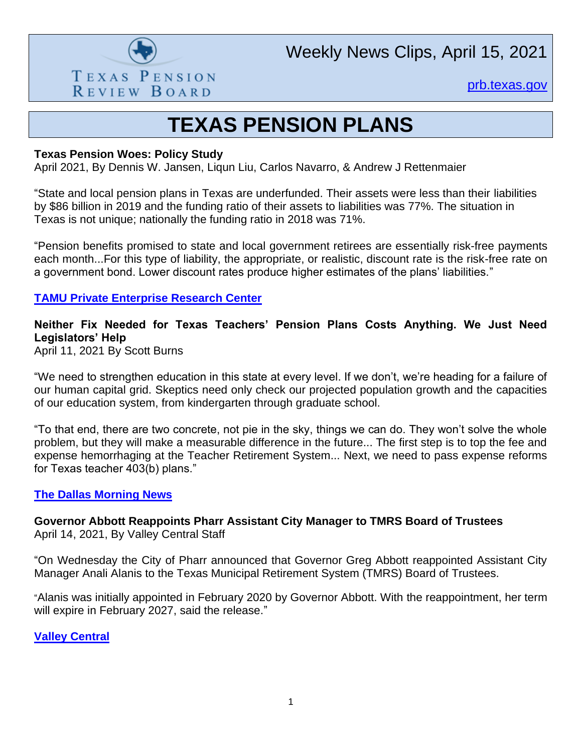Texas Pension Review Board

Weekly News Clips, April 15, 2021

[prb.texas.gov](prb.texas.gov)

# TEXAS PENSION PLANS

**Texas Pension Woes: Policy Study**
April 2021, By Dennis W. Jansen, Liqun Liu, Carlos Navarro, & Andrew J Rettenmaier

"State and local pension plans in Texas are underfunded. Their assets were less than their liabilities by $86 billion in 2019 and the funding ratio of their assets to liabilities was 77%. The situation in Texas is not unique; nationally the funding ratio in 2018 was 71%.

"Pension benefits promised to state and local government retirees are essentially risk-free payments each month...For this type of liability, the appropriate, or realistic, discount rate is the risk-free rate on a government bond. Lower discount rates produce higher estimates of the plans' liabilities."

**TAMU Private Enterprise Research Center**

**Neither Fix Needed for Texas Teachers' Pension Plans Costs Anything. We Just Need Legislators' Help**
April 11, 2021 By Scott Burns

"We need to strengthen education in this state at every level. If we don't, we're heading for a failure of our human capital grid. Skeptics need only check our projected population growth and the capacities of our education system, from kindergarten through graduate school.

"To that end, there are two concrete, not pie in the sky, things we can do. They won't solve the whole problem, but they will make a measurable difference in the future... The first step is to top the fee and expense hemorrhaging at the Teacher Retirement System... Next, we need to pass expense reforms for Texas teacher 403(b) plans."

**The Dallas Morning News**

**Governor Abbott Reappoints Pharr Assistant City Manager to TMRS Board of Trustees**
April 14, 2021, By Valley Central Staff

"On Wednesday the City of Pharr announced that Governor Greg Abbott reappointed Assistant City Manager Anali Alanis to the Texas Municipal Retirement System (TMRS) Board of Trustees.

"Alanis was initially appointed in February 2020 by Governor Abbott. With the reappointment, her term will expire in February 2027, said the release."

**Valley Central**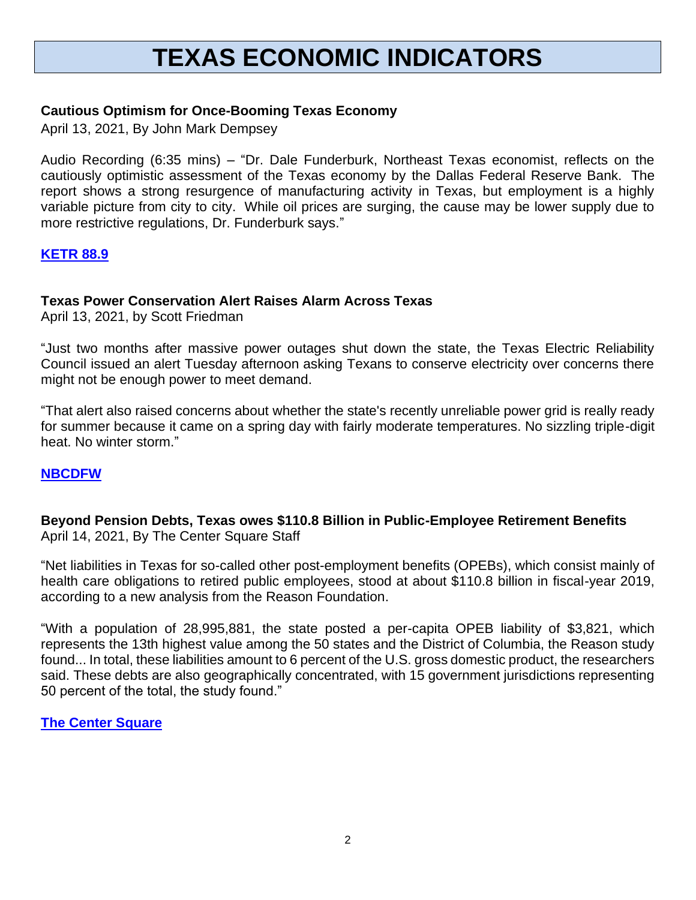# TEXAS ECONOMIC INDICATORS

**Cautious Optimism for Once-Booming Texas Economy**

April 13, 2021, By John Mark Dempsey

Audio Recording (6:35 mins) – "Dr. Dale Funderburk, Northeast Texas economist, reflects on the cautiously optimistic assessment of the Texas economy by the Dallas Federal Reserve Bank. The report shows a strong resurgence of manufacturing activity in Texas, but employment is a highly variable picture from city to city. While oil prices are surging, the cause may be lower supply due to more restrictive regulations, Dr. Funderburk says."

**KETR 88.9**

**Texas Power Conservation Alert Raises Alarm Across Texas**

April 13, 2021, by Scott Friedman

"Just two months after massive power outages shut down the state, the Texas Electric Reliability Council issued an alert Tuesday afternoon asking Texans to conserve electricity over concerns there might not be enough power to meet demand.

"That alert also raised concerns about whether the state's recently unreliable power grid is really ready for summer because it came on a spring day with fairly moderate temperatures. No sizzling triple-digit heat. No winter storm."

**NBCDFW**

**Beyond Pension Debts, Texas owes $110.8 Billion in Public-Employee Retirement Benefits**

April 14, 2021, By The Center Square Staff

"Net liabilities in Texas for so-called other post-employment benefits (OPEBs), which consist mainly of health care obligations to retired public employees, stood at about $110.8 billion in fiscal-year 2019, according to a new analysis from the Reason Foundation.

"With a population of 28,995,881, the state posted a per-capita OPEB liability of $3,821, which represents the 13th highest value among the 50 states and the District of Columbia, the Reason study found... In total, these liabilities amount to 6 percent of the U.S. gross domestic product, the researchers said. These debts are also geographically concentrated, with 15 government jurisdictions representing 50 percent of the total, the study found."

**The Center Square**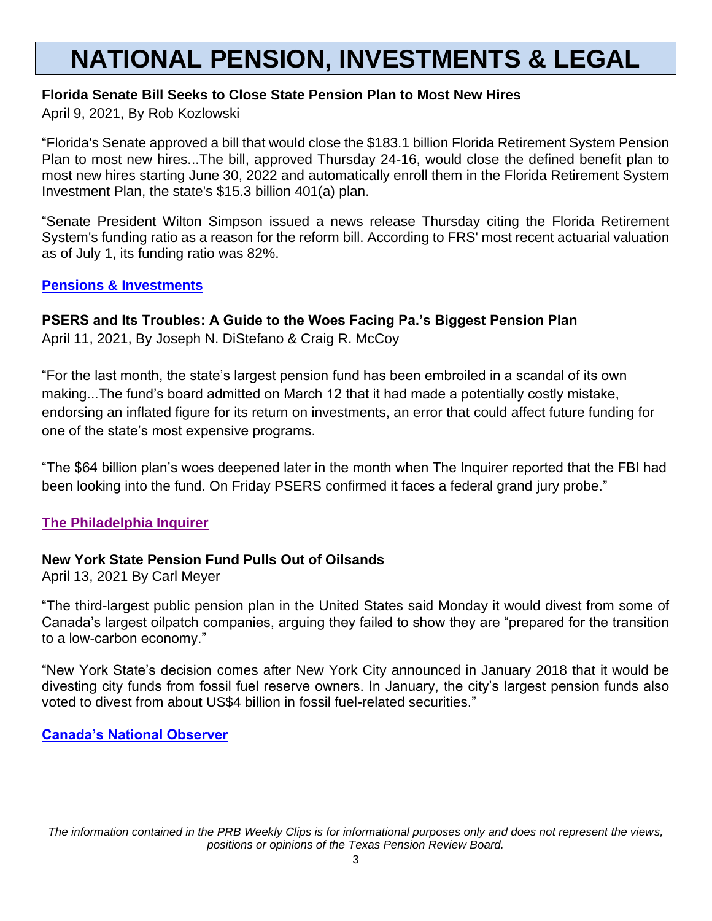# NATIONAL PENSION, INVESTMENTS & LEGAL

**Florida Senate Bill Seeks to Close State Pension Plan to Most New Hires**

April 9, 2021, By Rob Kozlowski

"Florida's Senate approved a bill that would close the $183.1 billion Florida Retirement System Pension Plan to most new hires...The bill, approved Thursday 24-16, would close the defined benefit plan to most new hires starting June 30, 2022 and automatically enroll them in the Florida Retirement System Investment Plan, the state's $15.3 billion 401(a) plan.

"Senate President Wilton Simpson issued a news release Thursday citing the Florida Retirement System's funding ratio as a reason for the reform bill. According to FRS' most recent actuarial valuation as of July 1, its funding ratio was 82%.

**Pensions & Investments**

**PSERS and Its Troubles: A Guide to the Woes Facing Pa.'s Biggest Pension Plan**

April 11, 2021, By Joseph N. DiStefano & Craig R. McCoy

"For the last month, the state's largest pension fund has been embroiled in a scandal of its own making...The fund's board admitted on March 12 that it had made a potentially costly mistake, endorsing an inflated figure for its return on investments, an error that could affect future funding for one of the state's most expensive programs.

"The $64 billion plan's woes deepened later in the month when The Inquirer reported that the FBI had been looking into the fund. On Friday PSERS confirmed it faces a federal grand jury probe."

**The Philadelphia Inquirer**

**New York State Pension Fund Pulls Out of Oilsands**

April 13, 2021 By Carl Meyer

"The third-largest public pension plan in the United States said Monday it would divest from some of Canada's largest oilpatch companies, arguing they failed to show they are "prepared for the transition to a low-carbon economy."

"New York State's decision comes after New York City announced in January 2018 that it would be divesting city funds from fossil fuel reserve owners. In January, the city's largest pension funds also voted to divest from about US$4 billion in fossil fuel-related securities."

**Canada's National Observer**

*The information contained in the PRB Weekly Clips is for informational purposes only and does not represent the views, positions or opinions of the Texas Pension Review Board.*